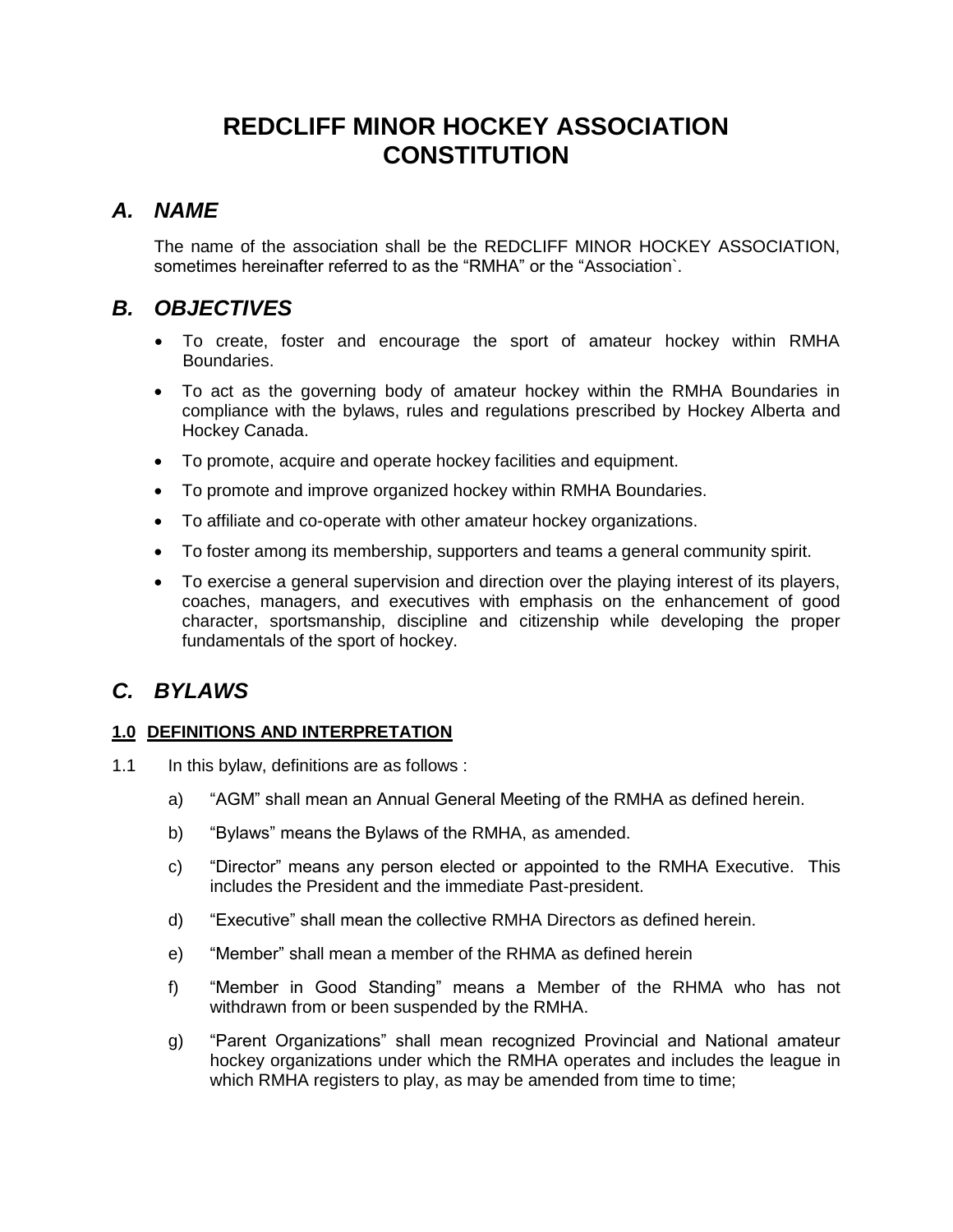# REDCLIFF MINOR HOCKEY ASSOCIATION CONSTITUTION

## *A. NAME*

The name of the association shall be the REDCLIFF MINOR HOCKEY ASSOCIATION, sometimes hereinafter referred to as the "RMHA" or the "Association`.

## *B. OBJECTIVES*

- To create, foster and encourage the sport of amateur hockey within RMHA Boundaries.
- To act as the governing body of amateur hockey within the RMHA Boundaries in compliance with the bylaws, rules and regulations prescribed by Hockey Alberta and Hockey Canada.
- To promote, acquire and operate hockey facilities and equipment.
- To promote and improve organized hockey within RMHA Boundaries.
- To affiliate and co-operate with other amateur hockey organizations.
- To foster among its membership, supporters and teams a general community spirit.
- To exercise a general supervision and direction over the playing interest of its players, coaches, managers, and executives with emphasis on the enhancement of good character, sportsmanship, discipline and citizenship while developing the proper fundamentals of the sport of hockey.

## *C. BYLAWS*

### <u>1.0 DEFINITIONS AND INTERPRETATION</u>

1.1 In this bylaw, definitions are as follows :

a) "AGM" shall mean an Annual General Meeting of the RMHA as defined herein.

b) "Bylaws" means the Bylaws of the RMHA, as amended.

c) "Director" means any person elected or appointed to the RMHA Executive. This includes the President and the immediate Past-president.

d) "Executive" shall mean the collective RMHA Directors as defined herein.

e) "Member" shall mean a member of the RHMA as defined herein

f) "Member in Good Standing" means a Member of the RHMA who has not withdrawn from or been suspended by the RMHA.

g) "Parent Organizations" shall mean recognized Provincial and National amateur hockey organizations under which the RMHA operates and includes the league in which RMHA registers to play, as may be amended from time to time;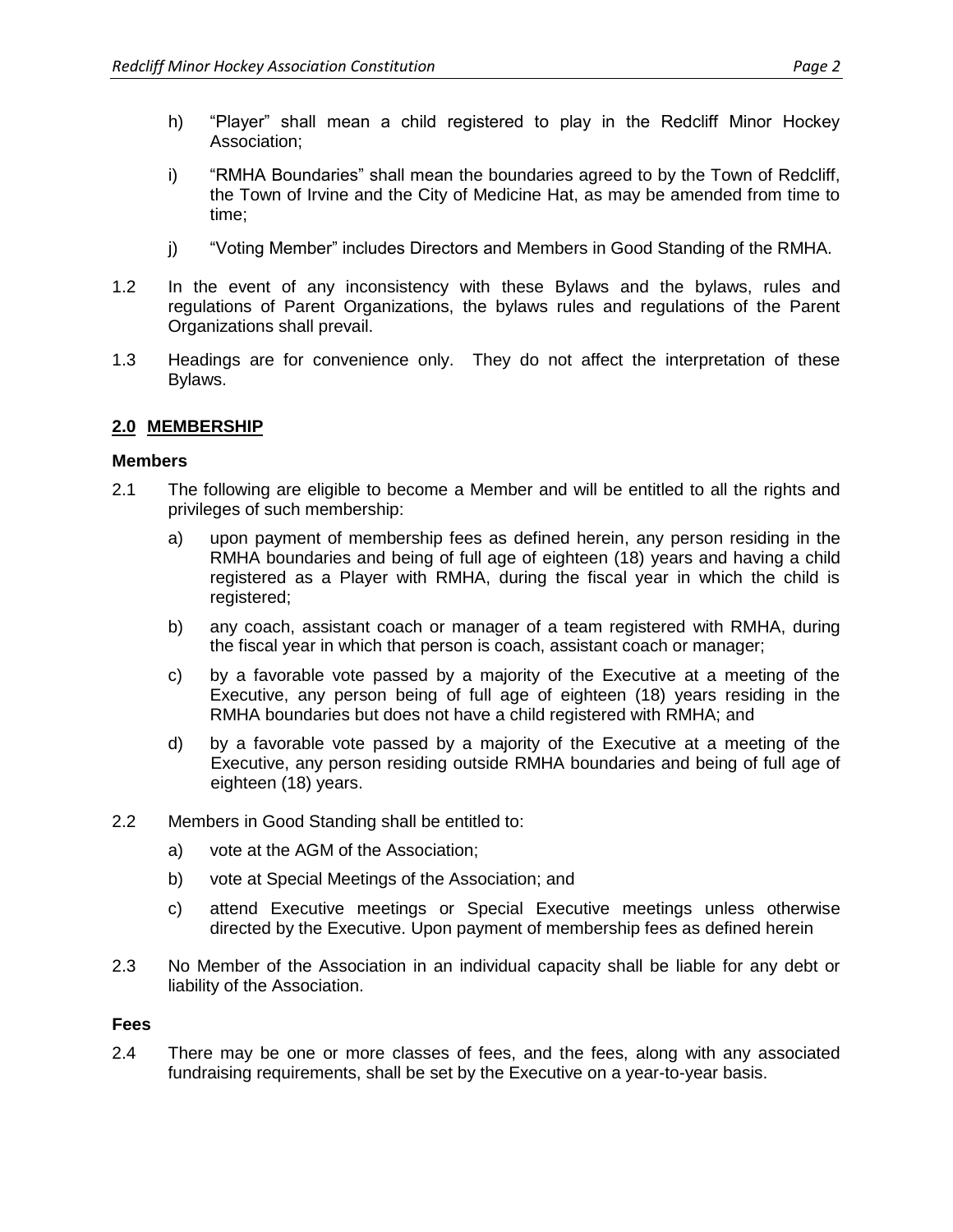h) “Player” shall mean a child registered to play in the Redcliff Minor Hockey Association;

i) “RMHA Boundaries” shall mean the boundaries agreed to by the Town of Redcliff, the Town of Irvine and the City of Medicine Hat, as may be amended from time to time;

j) “Voting Member” includes Directors and Members in Good Standing of the RMHA.

1.2 In the event of any inconsistency with these Bylaws and the bylaws, rules and regulations of Parent Organizations, the bylaws rules and regulations of the Parent Organizations shall prevail.

1.3 Headings are for convenience only. They do not affect the interpretation of these Bylaws.

## 2.0 MEMBERSHIP

### Members

2.1 The following are eligible to become a Member and will be entitled to all the rights and privileges of such membership:

a) upon payment of membership fees as defined herein, any person residing in the RMHA boundaries and being of full age of eighteen (18) years and having a child registered as a Player with RMHA, during the fiscal year in which the child is registered;

b) any coach, assistant coach or manager of a team registered with RMHA, during the fiscal year in which that person is coach, assistant coach or manager;

c) by a favorable vote passed by a majority of the Executive at a meeting of the Executive, any person being of full age of eighteen (18) years residing in the RMHA boundaries but does not have a child registered with RMHA; and

d) by a favorable vote passed by a majority of the Executive at a meeting of the Executive, any person residing outside RMHA boundaries and being of full age of eighteen (18) years.

2.2 Members in Good Standing shall be entitled to:

a) vote at the AGM of the Association;

b) vote at Special Meetings of the Association; and

c) attend Executive meetings or Special Executive meetings unless otherwise directed by the Executive. Upon payment of membership fees as defined herein

2.3 No Member of the Association in an individual capacity shall be liable for any debt or liability of the Association.

### Fees

2.4 There may be one or more classes of fees, and the fees, along with any associated fundraising requirements, shall be set by the Executive on a year-to-year basis.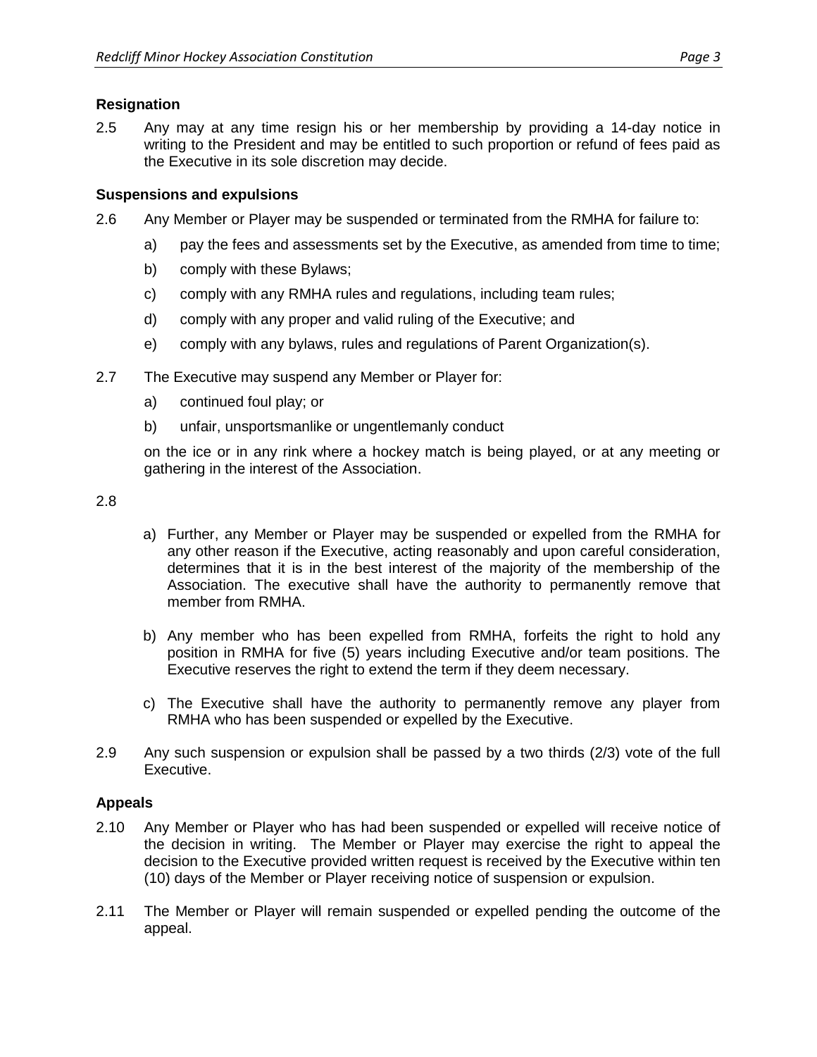**Resignation**

2.5 Any may at any time resign his or her membership by providing a 14-day notice in writing to the President and may be entitled to such proportion or refund of fees paid as the Executive in its sole discretion may decide.

**Suspensions and expulsions**

2.6 Any Member or Player may be suspended or terminated from the RMHA for failure to:

a) pay the fees and assessments set by the Executive, as amended from time to time;

b) comply with these Bylaws;

c) comply with any RMHA rules and regulations, including team rules;

d) comply with any proper and valid ruling of the Executive; and

e) comply with any bylaws, rules and regulations of Parent Organization(s).

2.7 The Executive may suspend any Member or Player for:

a) continued foul play; or

b) unfair, unsportsmanlike or ungentlemanly conduct

on the ice or in any rink where a hockey match is being played, or at any meeting or gathering in the interest of the Association.

2.8

a) Further, any Member or Player may be suspended or expelled from the RMHA for any other reason if the Executive, acting reasonably and upon careful consideration, determines that it is in the best interest of the majority of the membership of the Association. The executive shall have the authority to permanently remove that member from RMHA.

b) Any member who has been expelled from RMHA, forfeits the right to hold any position in RMHA for five (5) years including Executive and/or team positions. The Executive reserves the right to extend the term if they deem necessary.

c) The Executive shall have the authority to permanently remove any player from RMHA who has been suspended or expelled by the Executive.

2.9 Any such suspension or expulsion shall be passed by a two thirds (2/3) vote of the full Executive.

**Appeals**

2.10 Any Member or Player who has had been suspended or expelled will receive notice of the decision in writing. The Member or Player may exercise the right to appeal the decision to the Executive provided written request is received by the Executive within ten (10) days of the Member or Player receiving notice of suspension or expulsion.

2.11 The Member or Player will remain suspended or expelled pending the outcome of the appeal.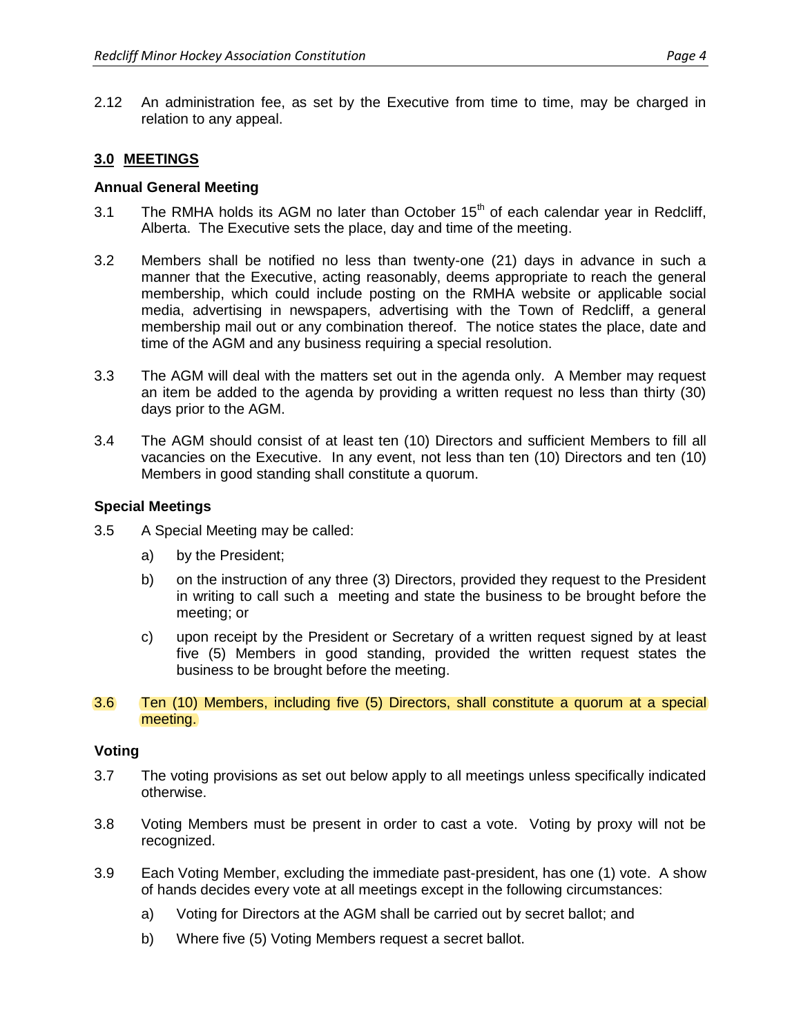2.12 An administration fee, as set by the Executive from time to time, may be charged in relation to any appeal.

## 3.0 MEETINGS

### Annual General Meeting

3.1 The RMHA holds its AGM no later than October 15th of each calendar year in Redcliff, Alberta. The Executive sets the place, day and time of the meeting.

3.2 Members shall be notified no less than twenty-one (21) days in advance in such a manner that the Executive, acting reasonably, deems appropriate to reach the general membership, which could include posting on the RMHA website or applicable social media, advertising in newspapers, advertising with the Town of Redcliff, a general membership mail out or any combination thereof. The notice states the place, date and time of the AGM and any business requiring a special resolution.

3.3 The AGM will deal with the matters set out in the agenda only. A Member may request an item be added to the agenda by providing a written request no less than thirty (30) days prior to the AGM.

3.4 The AGM should consist of at least ten (10) Directors and sufficient Members to fill all vacancies on the Executive. In any event, not less than ten (10) Directors and ten (10) Members in good standing shall constitute a quorum.

### Special Meetings

3.5 A Special Meeting may be called:

a) by the President;

b) on the instruction of any three (3) Directors, provided they request to the President in writing to call such a meeting and state the business to be brought before the meeting; or

c) upon receipt by the President or Secretary of a written request signed by at least five (5) Members in good standing, provided the written request states the business to be brought before the meeting.

3.6 Ten (10) Members, including five (5) Directors, shall constitute a quorum at a special meeting.

### Voting

3.7 The voting provisions as set out below apply to all meetings unless specifically indicated otherwise.

3.8 Voting Members must be present in order to cast a vote. Voting by proxy will not be recognized.

3.9 Each Voting Member, excluding the immediate past-president, has one (1) vote. A show of hands decides every vote at all meetings except in the following circumstances:

a) Voting for Directors at the AGM shall be carried out by secret ballot; and

b) Where five (5) Voting Members request a secret ballot.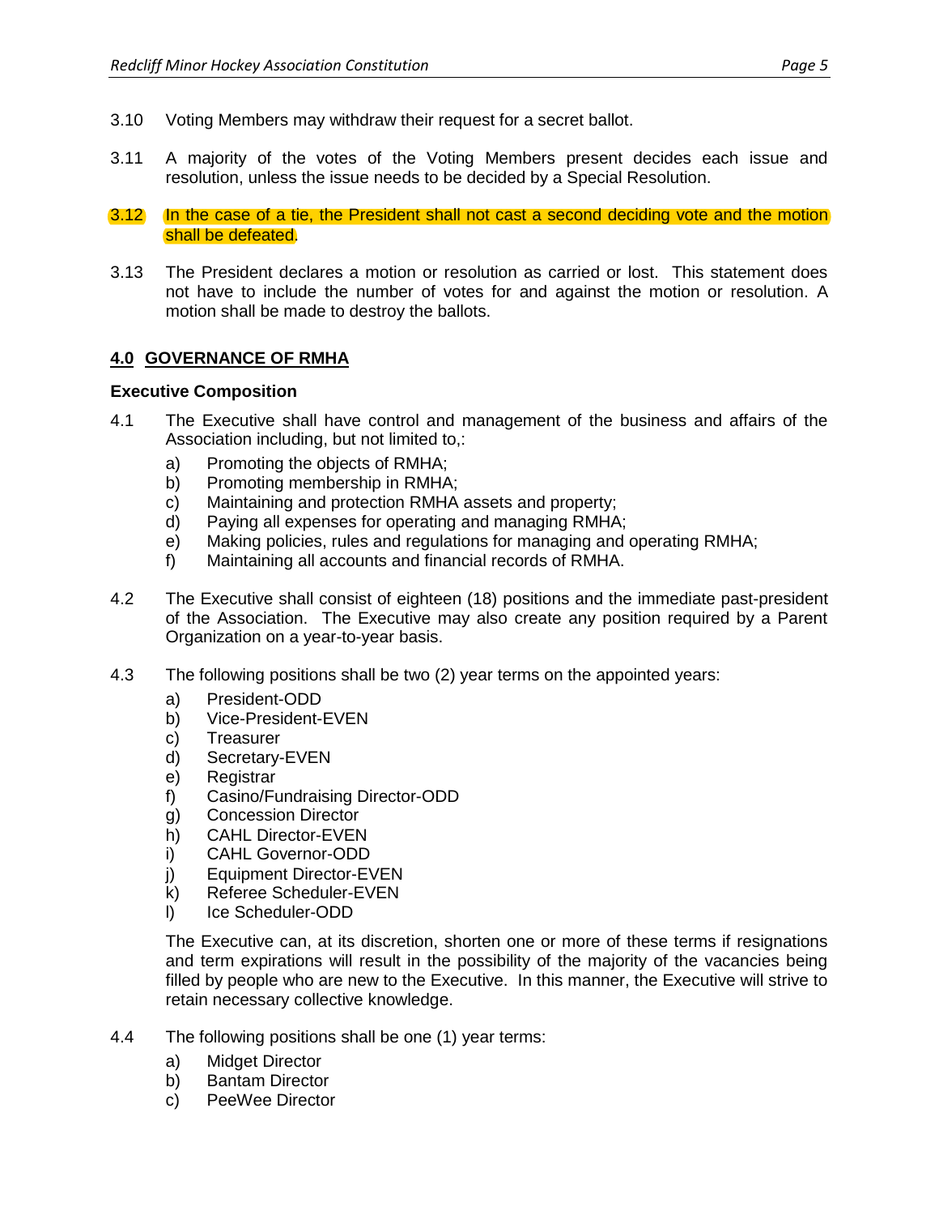3.10 Voting Members may withdraw their request for a secret ballot.

3.11 A majority of the votes of the Voting Members present decides each issue and resolution, unless the issue needs to be decided by a Special Resolution.

3.12 In the case of a tie, the President shall not cast a second deciding vote and the motion shall be defeated.

3.13 The President declares a motion or resolution as carried or lost. This statement does not have to include the number of votes for and against the motion or resolution. A motion shall be made to destroy the ballots.

## 4.0 GOVERNANCE OF RMHA

### Executive Composition

4.1 The Executive shall have control and management of the business and affairs of the Association including, but not limited to,:

a) Promoting the objects of RMHA;
b) Promoting membership in RMHA;
c) Maintaining and protection RMHA assets and property;
d) Paying all expenses for operating and managing RMHA;
e) Making policies, rules and regulations for managing and operating RMHA;
f) Maintaining all accounts and financial records of RMHA.

4.2 The Executive shall consist of eighteen (18) positions and the immediate past-president of the Association. The Executive may also create any position required by a Parent Organization on a year-to-year basis.

4.3 The following positions shall be two (2) year terms on the appointed years:

a) President-ODD
b) Vice-President-EVEN
c) Treasurer
d) Secretary-EVEN
e) Registrar
f) Casino/Fundraising Director-ODD
g) Concession Director
h) CAHL Director-EVEN
i) CAHL Governor-ODD
j) Equipment Director-EVEN
k) Referee Scheduler-EVEN
l) Ice Scheduler-ODD

The Executive can, at its discretion, shorten one or more of these terms if resignations and term expirations will result in the possibility of the majority of the vacancies being filled by people who are new to the Executive. In this manner, the Executive will strive to retain necessary collective knowledge.

4.4 The following positions shall be one (1) year terms:

a) Midget Director
b) Bantam Director
c) PeeWee Director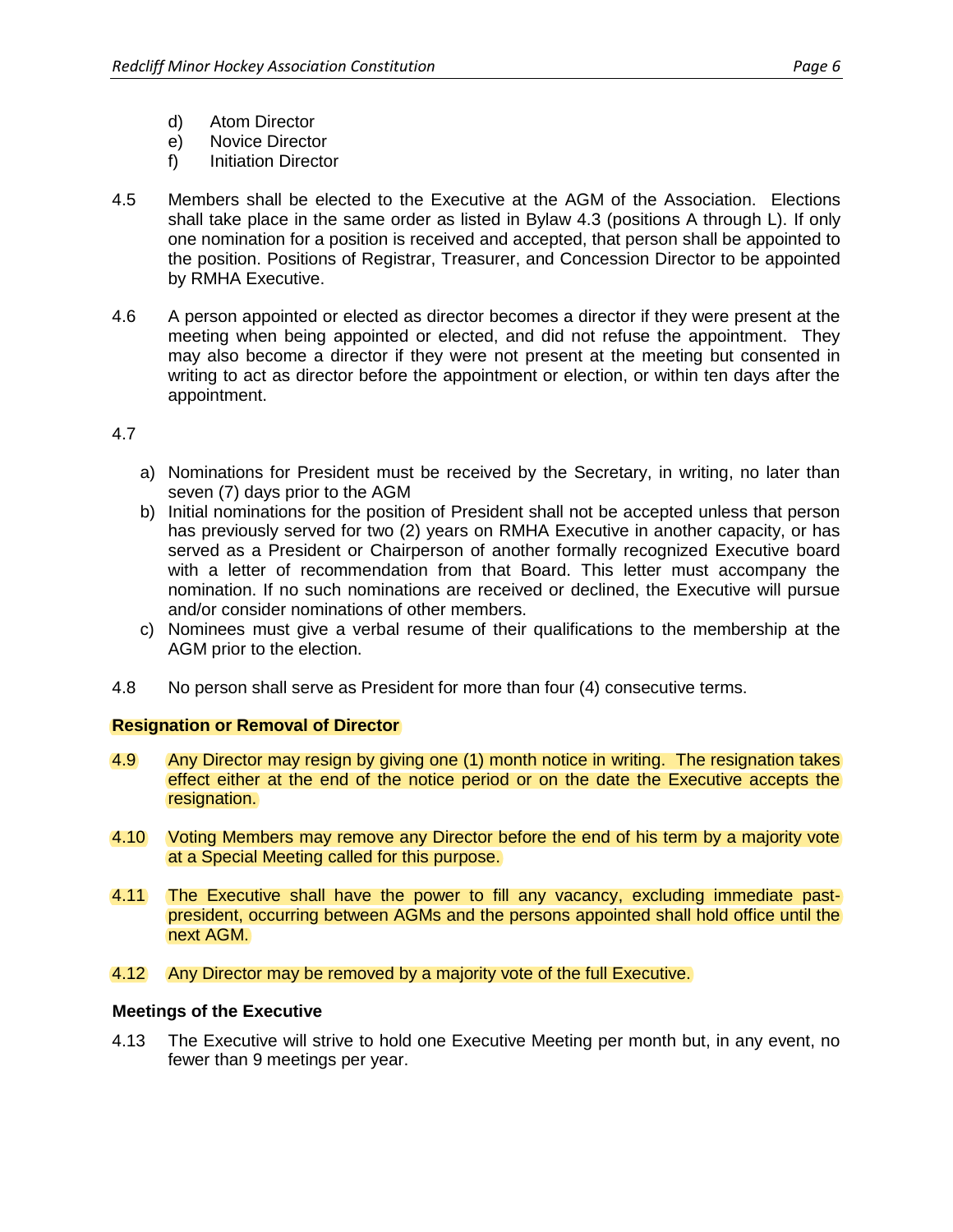d) Atom Director
e) Novice Director
f) Initiation Director

4.5 Members shall be elected to the Executive at the AGM of the Association. Elections shall take place in the same order as listed in Bylaw 4.3 (positions A through L). If only one nomination for a position is received and accepted, that person shall be appointed to the position. Positions of Registrar, Treasurer, and Concession Director to be appointed by RMHA Executive.

4.6 A person appointed or elected as director becomes a director if they were present at the meeting when being appointed or elected, and did not refuse the appointment. They may also become a director if they were not present at the meeting but consented in writing to act as director before the appointment or election, or within ten days after the appointment.

4.7

a) Nominations for President must be received by the Secretary, in writing, no later than seven (7) days prior to the AGM
b) Initial nominations for the position of President shall not be accepted unless that person has previously served for two (2) years on RMHA Executive in another capacity, or has served as a President or Chairperson of another formally recognized Executive board with a letter of recommendation from that Board. This letter must accompany the nomination. If no such nominations are received or declined, the Executive will pursue and/or consider nominations of other members.
c) Nominees must give a verbal resume of their qualifications to the membership at the AGM prior to the election.

4.8 No person shall serve as President for more than four (4) consecutive terms.

**Resignation or Removal of Director**

4.9 Any Director may resign by giving one (1) month notice in writing. The resignation takes effect either at the end of the notice period or on the date the Executive accepts the resignation.

4.10 Voting Members may remove any Director before the end of his term by a majority vote at a Special Meeting called for this purpose.

4.11 The Executive shall have the power to fill any vacancy, excluding immediate past-president, occurring between AGMs and the persons appointed shall hold office until the next AGM.

4.12 Any Director may be removed by a majority vote of the full Executive.

**Meetings of the Executive**

4.13 The Executive will strive to hold one Executive Meeting per month but, in any event, no fewer than 9 meetings per year.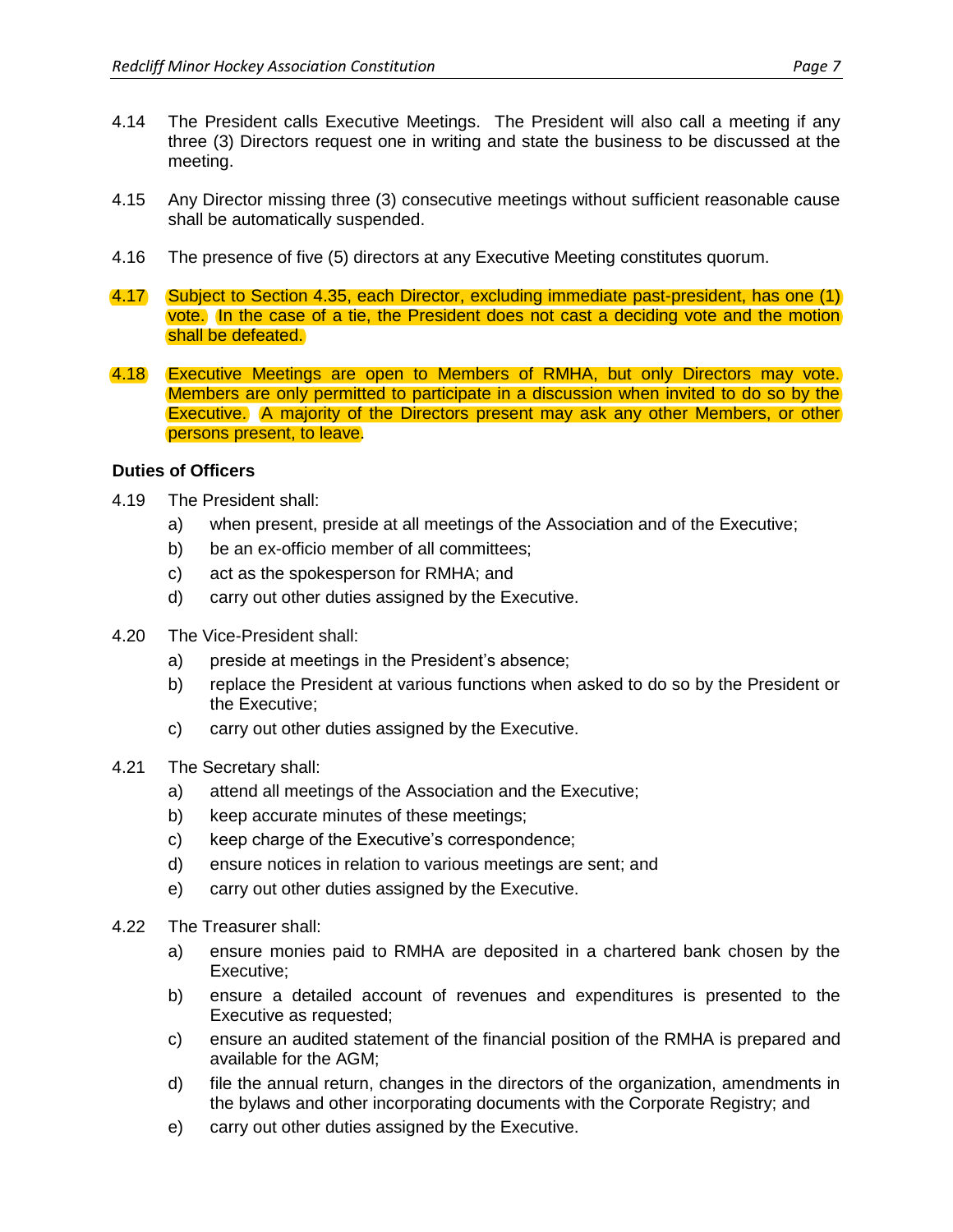4.14 The President calls Executive Meetings. The President will also call a meeting if any three (3) Directors request one in writing and state the business to be discussed at the meeting.

4.15 Any Director missing three (3) consecutive meetings without sufficient reasonable cause shall be automatically suspended.

4.16 The presence of five (5) directors at any Executive Meeting constitutes quorum.

4.17 Subject to Section 4.35, each Director, excluding immediate past-president, has one (1) vote. In the case of a tie, the President does not cast a deciding vote and the motion shall be defeated.

4.18 Executive Meetings are open to Members of RMHA, but only Directors may vote. Members are only permitted to participate in a discussion when invited to do so by the Executive. A majority of the Directors present may ask any other Members, or other persons present, to leave.

**Duties of Officers**

4.19 The President shall:

a) when present, preside at all meetings of the Association and of the Executive;

b) be an ex-officio member of all committees;

c) act as the spokesperson for RMHA; and

d) carry out other duties assigned by the Executive.

4.20 The Vice-President shall:

a) preside at meetings in the President's absence;

b) replace the President at various functions when asked to do so by the President or the Executive;

c) carry out other duties assigned by the Executive.

4.21 The Secretary shall:

a) attend all meetings of the Association and the Executive;

b) keep accurate minutes of these meetings;

c) keep charge of the Executive's correspondence;

d) ensure notices in relation to various meetings are sent; and

e) carry out other duties assigned by the Executive.

4.22 The Treasurer shall:

a) ensure monies paid to RMHA are deposited in a chartered bank chosen by the Executive;

b) ensure a detailed account of revenues and expenditures is presented to the Executive as requested;

c) ensure an audited statement of the financial position of the RMHA is prepared and available for the AGM;

d) file the annual return, changes in the directors of the organization, amendments in the bylaws and other incorporating documents with the Corporate Registry; and

e) carry out other duties assigned by the Executive.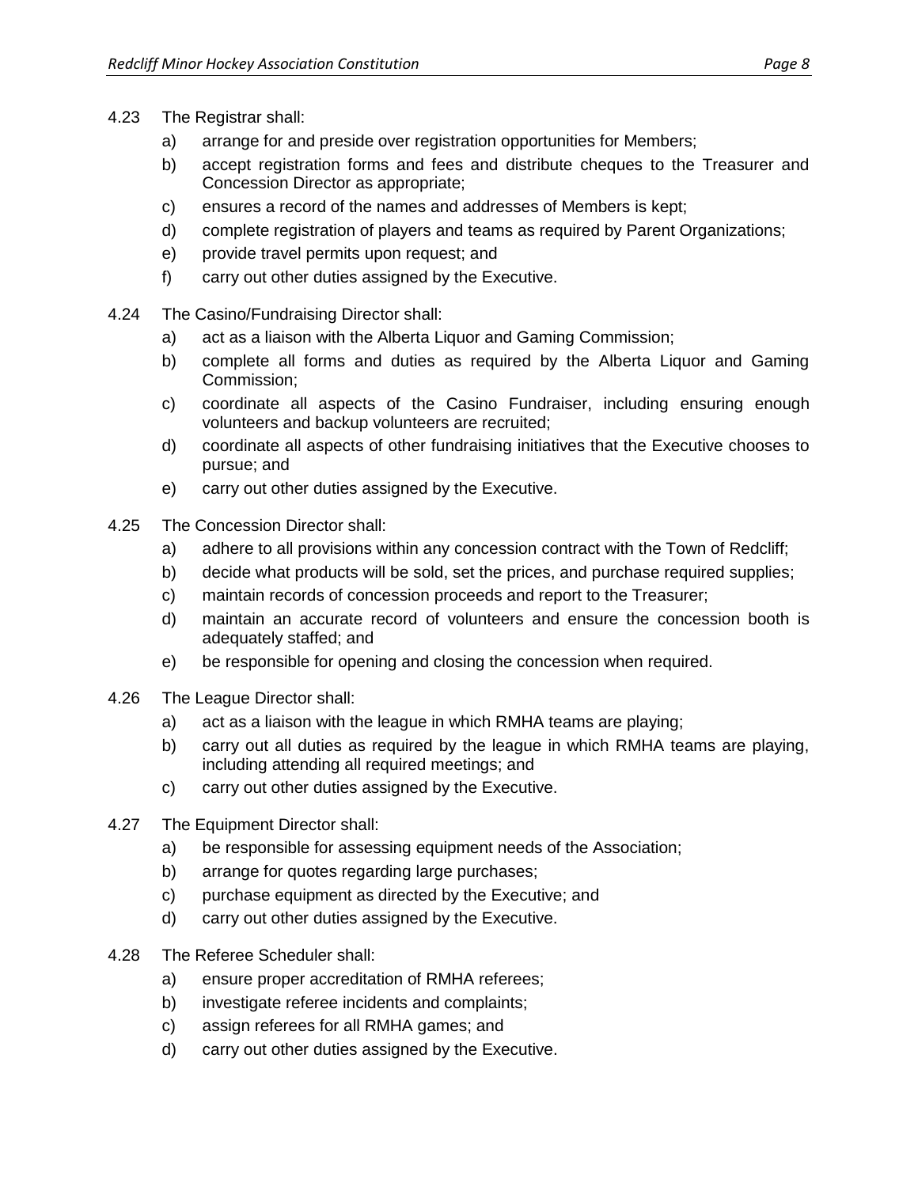4.23 The Registrar shall:

a) arrange for and preside over registration opportunities for Members;

b) accept registration forms and fees and distribute cheques to the Treasurer and Concession Director as appropriate;

c) ensures a record of the names and addresses of Members is kept;

d) complete registration of players and teams as required by Parent Organizations;

e) provide travel permits upon request; and

f) carry out other duties assigned by the Executive.

4.24 The Casino/Fundraising Director shall:

a) act as a liaison with the Alberta Liquor and Gaming Commission;

b) complete all forms and duties as required by the Alberta Liquor and Gaming Commission;

c) coordinate all aspects of the Casino Fundraiser, including ensuring enough volunteers and backup volunteers are recruited;

d) coordinate all aspects of other fundraising initiatives that the Executive chooses to pursue; and

e) carry out other duties assigned by the Executive.

4.25 The Concession Director shall:

a) adhere to all provisions within any concession contract with the Town of Redcliff;

b) decide what products will be sold, set the prices, and purchase required supplies;

c) maintain records of concession proceeds and report to the Treasurer;

d) maintain an accurate record of volunteers and ensure the concession booth is adequately staffed; and

e) be responsible for opening and closing the concession when required.

4.26 The League Director shall:

a) act as a liaison with the league in which RMHA teams are playing;

b) carry out all duties as required by the league in which RMHA teams are playing, including attending all required meetings; and

c) carry out other duties assigned by the Executive.

4.27 The Equipment Director shall:

a) be responsible for assessing equipment needs of the Association;

b) arrange for quotes regarding large purchases;

c) purchase equipment as directed by the Executive; and

d) carry out other duties assigned by the Executive.

4.28 The Referee Scheduler shall:

a) ensure proper accreditation of RMHA referees;

b) investigate referee incidents and complaints;

c) assign referees for all RMHA games; and

d) carry out other duties assigned by the Executive.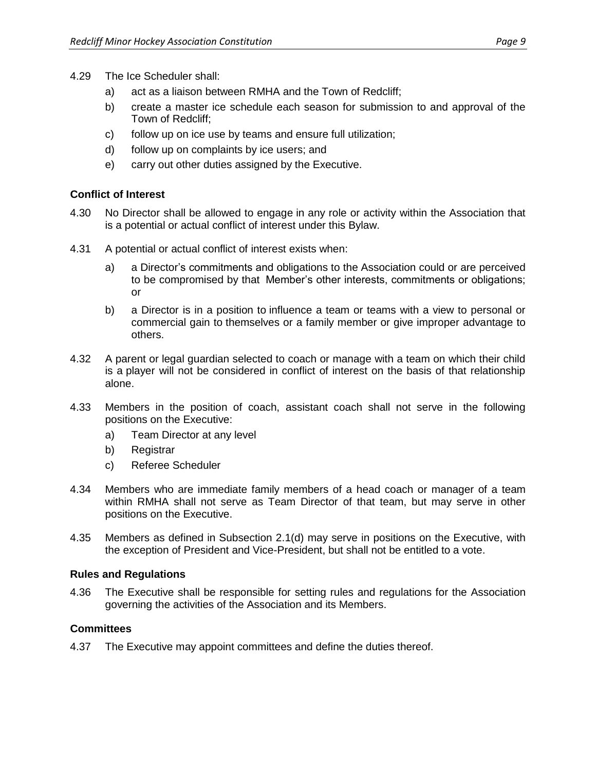4.29 The Ice Scheduler shall:

a) act as a liaison between RMHA and the Town of Redcliff;

b) create a master ice schedule each season for submission to and approval of the Town of Redcliff;

c) follow up on ice use by teams and ensure full utilization;

d) follow up on complaints by ice users; and

e) carry out other duties assigned by the Executive.

**Conflict of Interest**

4.30 No Director shall be allowed to engage in any role or activity within the Association that is a potential or actual conflict of interest under this Bylaw.

4.31 A potential or actual conflict of interest exists when:

a) a Director's commitments and obligations to the Association could or are perceived to be compromised by that Member's other interests, commitments or obligations; or

b) a Director is in a position to influence a team or teams with a view to personal or commercial gain to themselves or a family member or give improper advantage to others.

4.32 A parent or legal guardian selected to coach or manage with a team on which their child is a player will not be considered in conflict of interest on the basis of that relationship alone.

4.33 Members in the position of coach, assistant coach shall not serve in the following positions on the Executive:

a) Team Director at any level

b) Registrar

c) Referee Scheduler

4.34 Members who are immediate family members of a head coach or manager of a team within RMHA shall not serve as Team Director of that team, but may serve in other positions on the Executive.

4.35 Members as defined in Subsection 2.1(d) may serve in positions on the Executive, with the exception of President and Vice-President, but shall not be entitled to a vote.

**Rules and Regulations**

4.36 The Executive shall be responsible for setting rules and regulations for the Association governing the activities of the Association and its Members.

**Committees**

4.37 The Executive may appoint committees and define the duties thereof.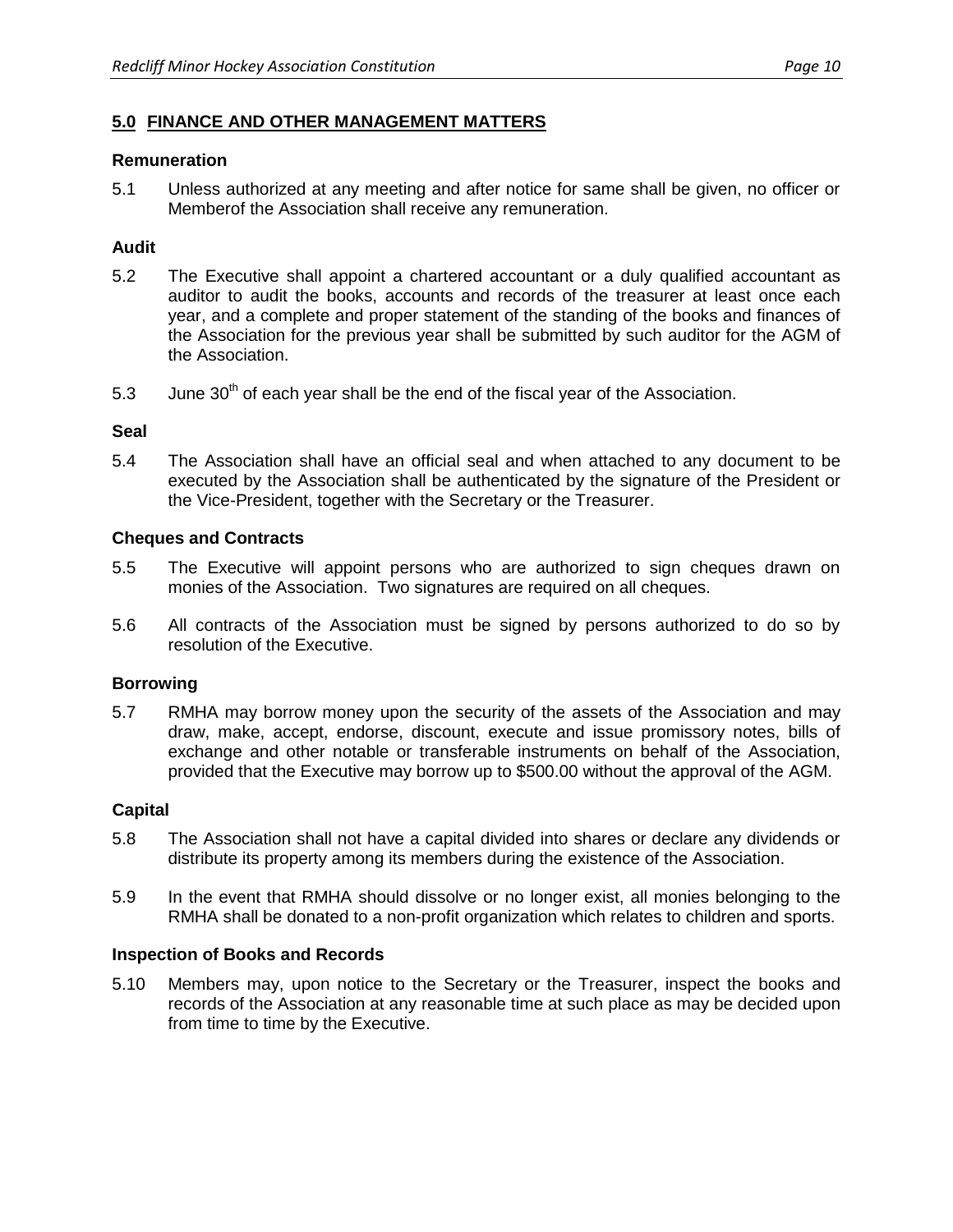## 5.0 FINANCE AND OTHER MANAGEMENT MATTERS

### Remuneration

5.1 Unless authorized at any meeting and after notice for same shall be given, no officer or Memberof the Association shall receive any remuneration.

### Audit

5.2 The Executive shall appoint a chartered accountant or a duly qualified accountant as auditor to audit the books, accounts and records of the treasurer at least once each year, and a complete and proper statement of the standing of the books and finances of the Association for the previous year shall be submitted by such auditor for the AGM of the Association.

5.3 June 30th of each year shall be the end of the fiscal year of the Association.

### Seal

5.4 The Association shall have an official seal and when attached to any document to be executed by the Association shall be authenticated by the signature of the President or the Vice-President, together with the Secretary or the Treasurer.

### Cheques and Contracts

5.5 The Executive will appoint persons who are authorized to sign cheques drawn on monies of the Association. Two signatures are required on all cheques.

5.6 All contracts of the Association must be signed by persons authorized to do so by resolution of the Executive.

### Borrowing

5.7 RMHA may borrow money upon the security of the assets of the Association and may draw, make, accept, endorse, discount, execute and issue promissory notes, bills of exchange and other notable or transferable instruments on behalf of the Association, provided that the Executive may borrow up to $500.00 without the approval of the AGM.

### Capital

5.8 The Association shall not have a capital divided into shares or declare any dividends or distribute its property among its members during the existence of the Association.

5.9 In the event that RMHA should dissolve or no longer exist, all monies belonging to the RMHA shall be donated to a non-profit organization which relates to children and sports.

### Inspection of Books and Records

5.10 Members may, upon notice to the Secretary or the Treasurer, inspect the books and records of the Association at any reasonable time at such place as may be decided upon from time to time by the Executive.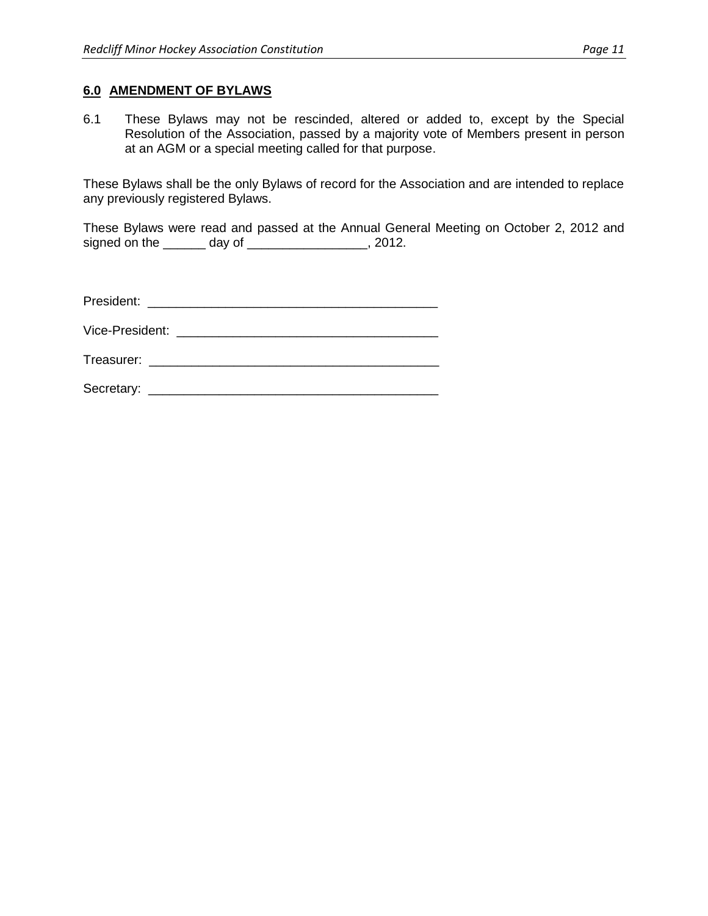## 6.0 AMENDMENT OF BYLAWS

6.1 These Bylaws may not be rescinded, altered or added to, except by the Special Resolution of the Association, passed by a majority vote of Members present in person at an AGM or a special meeting called for that purpose.

These Bylaws shall be the only Bylaws of record for the Association and are intended to replace any previously registered Bylaws.

These Bylaws were read and passed at the Annual General Meeting on October 2, 2012 and signed on the ______ day of _________________, 2012.

President: _________________________________________

Vice-President: _____________________________________

Treasurer: _________________________________________

Secretary: _________________________________________